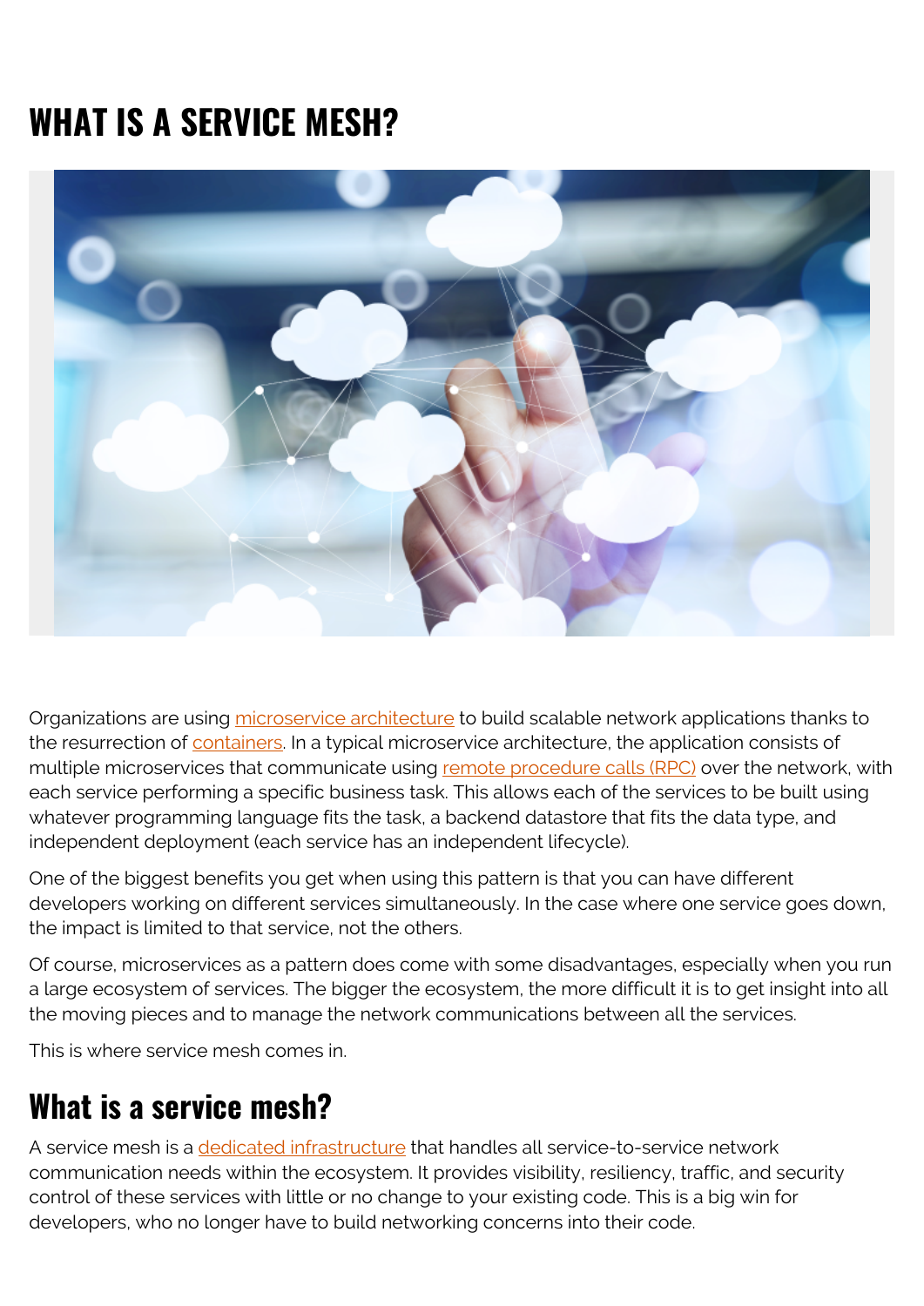# WHAT IS A SERVICE MESH?

Organizations are using microservice architecture to build scalable network applications thanks to the resurrection of containers. In a typical microservice architecture, the application consists of multiple microservices that communicate using remote procedure calls (RPC) over the network, with each service performing a specific business task. This allows each of the services to be built using whatever programming language fits the task, a backend datastore that fits the data type, and independent deployment (each service has an independent lifecycle).

One of the biggest benefits you get when using this pattern is that you can have different developers working on different services simultaneously. In the case where one service goes down, the impact is limited to that service, not the others.

Of course, microservices as a pattern does come with some disadvantages, especially when you run a large ecosystem of services. The bigger the ecosystem, the more difficult it is to get insight into all the moving pieces and to manage the network communications between all the services.

This is where service mesh comes in.

## What is a service mesh?

A service mesh is a dedicated infrastructure that handles all service-to-service network communication needs within the ecosystem. It provides visibility, resiliency, traffic, and security control of these services with little or no change to your existing code. This is a big win for developers, who no longer have to build networking concerns into their code.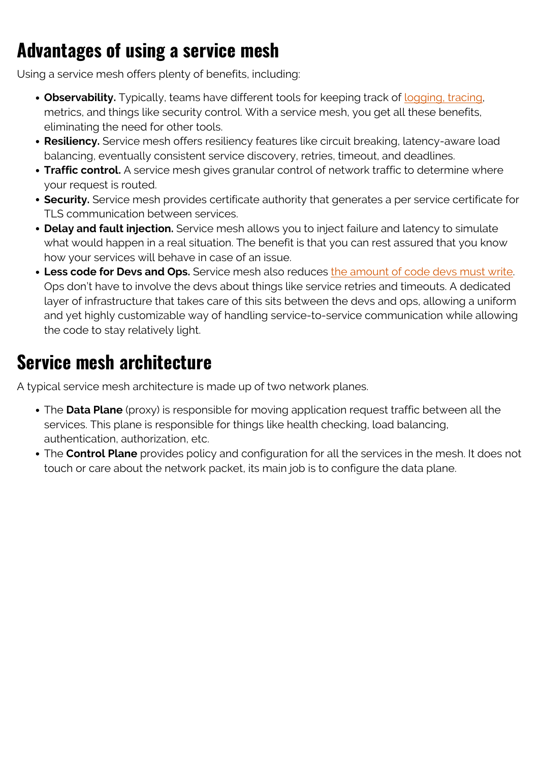## Advantages of using a service mesh

Using a service mesh offers plenty of benefits, including:

- **Observability.** Typically, teams have different tools for keeping track of logging, tracing, metrics, and things like security control. With a service mesh, you get all these benefits, eliminating the need for other tools.
- **Resiliency.** Service mesh offers resiliency features like circuit breaking, latency-aware load balancing, eventually consistent service discovery, retries, timeout, and deadlines.
- **Traffic control.** A service mesh gives granular control of network traffic to determine where your request is routed.
- **Security.** Service mesh provides certificate authority that generates a per service certificate for TLS communication between services.
- **Delay and fault injection.** Service mesh allows you to inject failure and latency to simulate what would happen in a real situation. The benefit is that you can rest assured that you know how your services will behave in case of an issue.
- **Less code for Devs and Ops.** Service mesh also reduces the amount of code devs must write. Ops don't have to involve the devs about things like service retries and timeouts. A dedicated layer of infrastructure that takes care of this sits between the devs and ops, allowing a uniform and yet highly customizable way of handling service-to-service communication while allowing the code to stay relatively light.

## Service mesh architecture

A typical service mesh architecture is made up of two network planes.

- The **Data Plane** (proxy) is responsible for moving application request traffic between all the services. This plane is responsible for things like health checking, load balancing, authentication, authorization, etc.
- The **Control Plane** provides policy and configuration for all the services in the mesh. It does not touch or care about the network packet, its main job is to configure the data plane.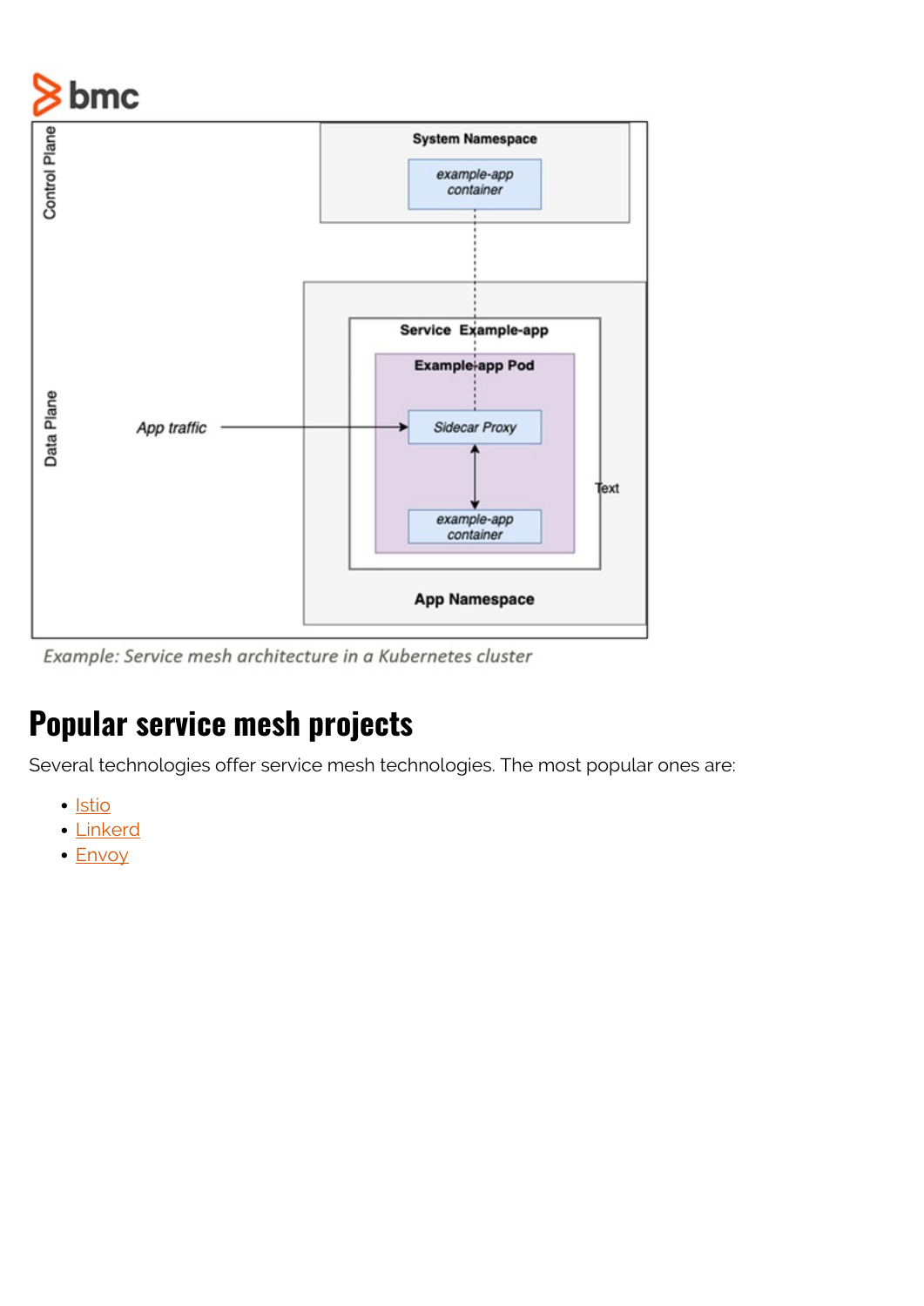Control Plane

System Namespace

example-app container

Data Plane

App traffic

Service Example-app

Example-app Pod

Sidecar Proxy

example-app container

Text

App Namespace

*Example: Service mesh architecture in a Kubernetes cluster*

## Popular service mesh projects

Several technologies offer service mesh technologies. The most popular ones are:

- Istio
- Linkerd
- Envoy